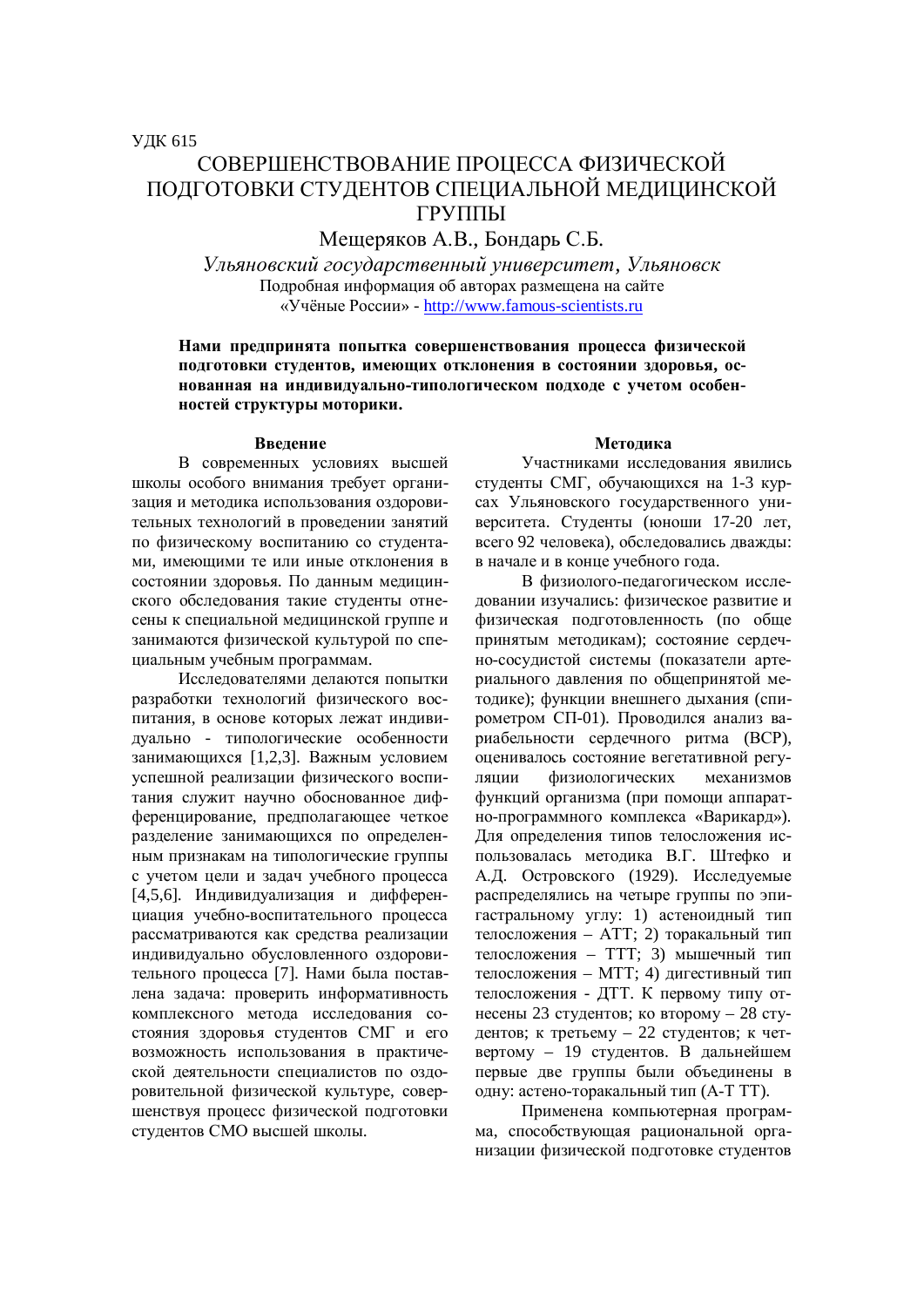УДК 615

# СОВЕРШЕНСТВОВАНИЕ ПРОЦЕССА ФИЗИЧЕСКОЙ ПОДГОТОВКИ СТУДЕНТОВ СПЕЦИАЛЬНОЙ МЕДИЦИНСКОЙ ГРУППЫ

Мещеряков А.В., Бондарь С.Б.

*Ульяновский государственный университет, Ульяновск*

Подробная информация об авторах размещена на сайте «Учёные России» - http://www.famous-scientists.ru

**Нами предпринята попытка совершенствования процесса физической подготовки студентов, имеющих отклонения в состоянии здоровья, основанная на индивидуально-типологическом подходе с учетом особенностей структуры моторики.**

## Введение

В современных условиях высшей школы особого внимания требует организация и методика использования оздоровительных технологий в проведении занятий по физическому воспитанию со студентами, имеющими те или иные отклонения в состоянии здоровья. По данным медицинского обследования такие студенты отнесены к специальной медицинской группе и занимаются физической культурой по специальным учебным программам.

Исследователями делаются попытки разработки технологий физического воспитания, в основе которых лежат индивидуально - типологические особенности занимающихся [1,2,3]. Важным условием успешной реализации физического воспитания служит научно обоснованное дифференцирование, предполагающее четкое разделение занимающихся по определенным признакам на типологические группы с учетом цели и задач учебного процесса [4,5,6]. Индивидуализация и дифференциация учебно-воспитательного процесса рассматриваются как средства реализации индивидуально обусловленного оздоровительного процесса [7]. Нами была поставлена задача: проверить информативность комплексного метода исследования состояния здоровья студентов СМГ и его возможность использования в практической деятельности специалистов по оздоровительной физической культуре, совершенствуя процесс физической подготовки студентов СМО высшей школы.

## Методика

Участниками исследования явились студенты СМГ, обучающихся на 1-3 курсах Ульяновского государственного университета. Студенты (юноши 17-20 лет, всего 92 человека), обследовались дважды: в начале и в конце учебного года.

В физиолого-педагогическом исследовании изучались: физическое развитие и физическая подготовленность (по обще принятым методикам); состояние сердечно-сосудистой системы (показатели артериального давления по общепринятой методике); функции внешнего дыхания (спирометром СП-01). Проводился анализ вариабельности сердечного ритма (ВСР), оценивалось состояние вегетативной регуляции физиологических механизмов функций организма (при помощи аппаратно-программного комплекса «Варикард»). Для определения типов телосложения использовалась методика В.Г. Штефко и А.Д. Островского (1929). Исследуемые распределялись на четыре группы по эпигастральному углу: 1) астеноидный тип телосложения – АТТ; 2) торакальный тип телосложения – ТТТ; 3) мышечный тип телосложения – МТТ; 4) дигестивный тип телосложения - ДТТ. К первому типу отнесены 23 студентов; ко второму – 28 студентов; к третьему – 22 студентов; к четвертому – 19 студентов. В дальнейшем первые две группы были объединены в одну: астено-торакальный тип (А-Т ТТ).

Применена компьютерная программа, способствующая рациональной организации физической подготовке студентов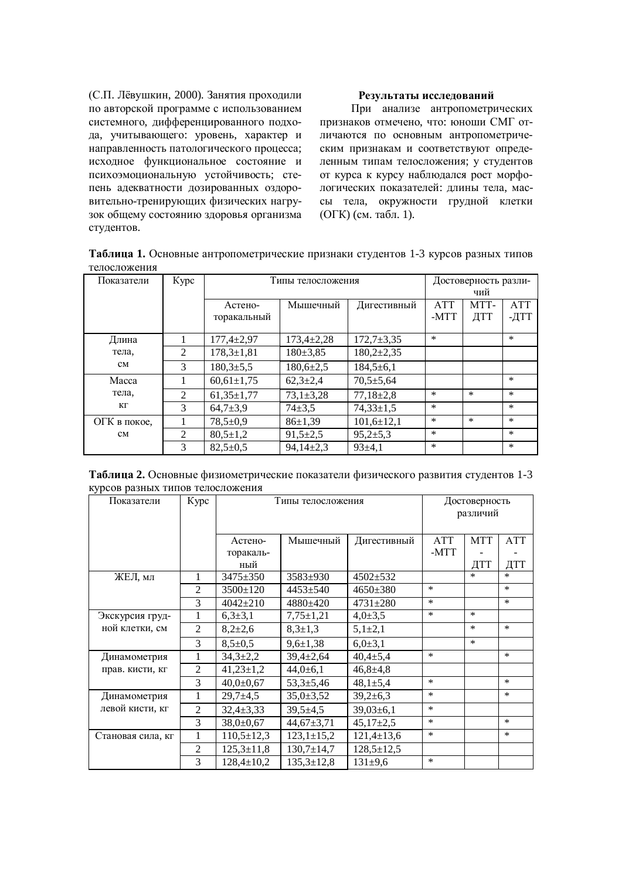(С.П. Лёвушкин, 2000). Занятия проходили по авторской программе с использованием системного, дифференцированного подхода, учитывающего: уровень, характер и направленность патологического процесса; исходное функциональное состояние и психоэмоциональную устойчивость; степень адекватности дозированных оздоровительно-тренирующих физических нагрузок общему состоянию здоровья организма студентов.

**Результаты исследований**

При анализе антропометрических признаков отмечено, что: юноши СМГ отличаются по основным антропометрическим признакам и соответствуют определенным типам телосложения; у студентов от курса к курсу наблюдался рост морфологических показателей: длины тела, массы тела, окружности грудной клетки (ОГК) (см. табл. 1).

**Таблица 1.** Основные антропометрические признаки студентов 1-3 курсов разных типов телосложения

| Показатели | Курс | Типы телосложения | | | Достоверность различий | | |
|---|---|---|---|---|---|---|---|
| | | Астено-торакальный | Мышечный | Дигестивный | АТТ -МТТ | МТТ-ДТТ | АТТ -ДТТ |
| Длина тела, см | 1 | 177,4±2,97 | 173,4±2,28 | 172,7±3,35 | * | | * |
| | 2 | 178,3±1,81 | 180±3,85 | 180,2±2,35 | | | |
| | 3 | 180,3±5,5 | 180,6±2,5 | 184,5±6,1 | | | |
| Масса тела, кг | 1 | 60,61±1,75 | 62,3±2,4 | 70,5±5,64 | | | * |
| | 2 | 61,35±1,77 | 73,1±3,28 | 77,18±2,8 | * | * | * |
| | 3 | 64,7±3,9 | 74±3,5 | 74,33±1,5 | * | | * |
| ОГК в покое, см | 1 | 78,5±0,9 | 86±1,39 | 101,6±12,1 | * | * | * |
| | 2 | 80,5±1,2 | 91,5±2,5 | 95,2±5,3 | * | | * |
| | 3 | 82,5±0,5 | 94,14±2,3 | 93±4,1 | * | | * |

**Таблица 2.** Основные физиометрические показатели физического развития студентов 1-3 курсов разных типов телосложения

| Показатели | Курс | Типы телосложения | | | Достоверность различий | | |
|---|---|---|---|---|---|---|---|
| | | Астено-торакальный | Мышечный | Дигестивный | АТТ -МТТ | МТТ - ДТТ | АТТ - ДТТ |
| ЖЕЛ, мл | 1 | 3475±350 | 3583±930 | 4502±532 | | * | * |
| | 2 | 3500±120 | 4453±540 | 4650±380 | * | | * |
| | 3 | 4042±210 | 4880±420 | 4731±280 | * | | * |
| Экскурсия грудной клетки, см | 1 | 6,3±3,1 | 7,75±1,21 | 4,0±3,5 | * | * | |
| | 2 | 8,2±2,6 | 8,3±1,3 | 5,1±2,1 | | * | * |
| | 3 | 8,5±0,5 | 9,6±1,38 | 6,0±3,1 | | * | |
| Динамометрия прав. кисти, кг | 1 | 34,3±2,2 | 39,4±2,64 | 40,4±5,4 | * | | * |
| | 2 | 41,23±1,2 | 44,0±6,1 | 46,8±4,8 | | | |
| | 3 | 40,0±0,67 | 53,3±5,46 | 48,1±5,4 | * | | * |
| Динамометрия левой кисти, кг | 1 | 29,7±4,5 | 35,0±3,52 | 39,2±6,3 | * | | * |
| | 2 | 32,4±3,33 | 39,5±4,5 | 39,03±6,1 | * | | |
| | 3 | 38,0±0,67 | 44,67±3,71 | 45,17±2,5 | * | | * |
| Становая сила, кг | 1 | 110,5±12,3 | 123,1±15,2 | 121,4±13,6 | * | | * |
| | 2 | 125,3±11,8 | 130,7±14,7 | 128,5±12,5 | | | |
| | 3 | 128,4±10,2 | 135,3±12,8 | 131±9,6 | * | | |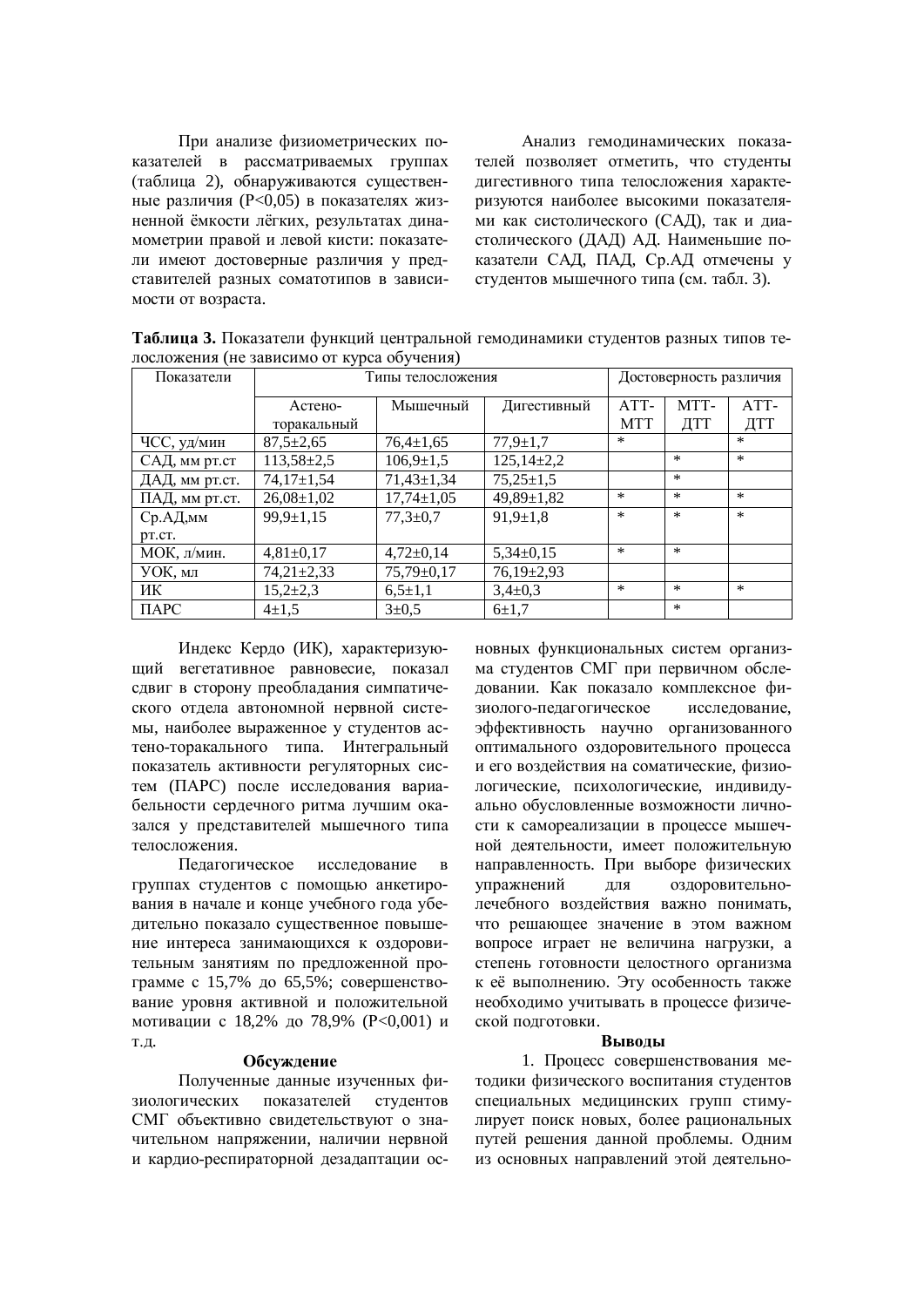При анализе физиометрических показателей в рассматриваемых группах (таблица 2), обнаруживаются существенные различия (P<0,05) в показателях жизненной ёмкости лёгких, результатах динамометрии правой и левой кисти: показатели имеют достоверные различия у представителей разных соматотипов в зависимости от возраста.

Анализ гемодинамических показателей позволяет отметить, что студенты дигестивного типа телосложения характеризуются наиболее высокими показателями как систолического (САД), так и диастолического (ДАД) АД. Наименьшие показатели САД, ПАД, Ср.АД отмечены у студентов мышечного типа (см. табл. 3).

**Таблица 3.** Показатели функций центральной гемодинамики студентов разных типов телосложения (не зависимо от курса обучения)

| Показатели | Типы телосложения | | | Достоверность различия | | |
|---|---|---|---|---|---|---|
| | Астено-торакальный | Мышечный | Дигестивный | АТТ-МТТ | МТТ-ДТТ | АТТ-ДТТ |
| ЧСС, уд/мин | 87,5±2,65 | 76,4±1,65 | 77,9±1,7 | * | | * |
| САД, мм рт.ст | 113,58±2,5 | 106,9±1,5 | 125,14±2,2 | | * | * |
| ДАД, мм рт.ст. | 74,17±1,54 | 71,43±1,34 | 75,25±1,5 | | * | |
| ПАД, мм рт.ст. | 26,08±1,02 | 17,74±1,05 | 49,89±1,82 | * | * | * |
| Ср.АД,мм рт.ст. | 99,9±1,15 | 77,3±0,7 | 91,9±1,8 | * | * | * |
| МОК, л/мин. | 4,81±0,17 | 4,72±0,14 | 5,34±0,15 | * | * | |
| УОК, мл | 74,21±2,33 | 75,79±0,17 | 76,19±2,93 | | | |
| ИК | 15,2±2,3 | 6,5±1,1 | 3,4±0,3 | * | * | * |
| ПАРС | 4±1,5 | 3±0,5 | 6±1,7 | | * | |

Индекс Кердо (ИК), характеризующий вегетативное равновесие, показал сдвиг в сторону преобладания симпатического отдела автономной нервной системы, наиболее выраженное у студентов астено-торакального типа. Интегральный показатель активности регуляторных систем (ПАРС) после исследования вариабельности сердечного ритма лучшим оказался у представителей мышечного типа телосложения.

Педагогическое исследование в группах студентов с помощью анкетирования в начале и конце учебного года убедительно показало существенное повышение интереса занимающихся к оздоровительным занятиям по предложенной программе с 15,7% до 65,5%; совершенствование уровня активной и положительной мотивации с 18,2% до 78,9% (P<0,001) и т.д.

### Обсуждение

Полученные данные изученных физиологических показателей студентов СМГ объективно свидетельствуют о значительном напряжении, наличии нервной и кардио-респираторной дезадаптации основных функциональных систем организма студентов СМГ при первичном обследовании. Как показало комплексное физиолого-педагогическое исследование, эффективность научно организованного оптимального оздоровительного процесса и его воздействия на соматические, физиологические, психологические, индивидуально обусловленные возможности личности к самореализации в процессе мышечной деятельности, имеет положительную направленность. При выборе физических упражнений для оздоровительно-лечебного воздействия важно понимать, что решающее значение в этом важном вопросе играет не величина нагрузки, а степень готовности целостного организма к её выполнению. Эту особенность также необходимо учитывать в процессе физической подготовки.

### Выводы

1. Процесс совершенствования методики физического воспитания студентов специальных медицинских групп стимулирует поиск новых, более рациональных путей решения данной проблемы. Одним из основных направлений этой деятельно-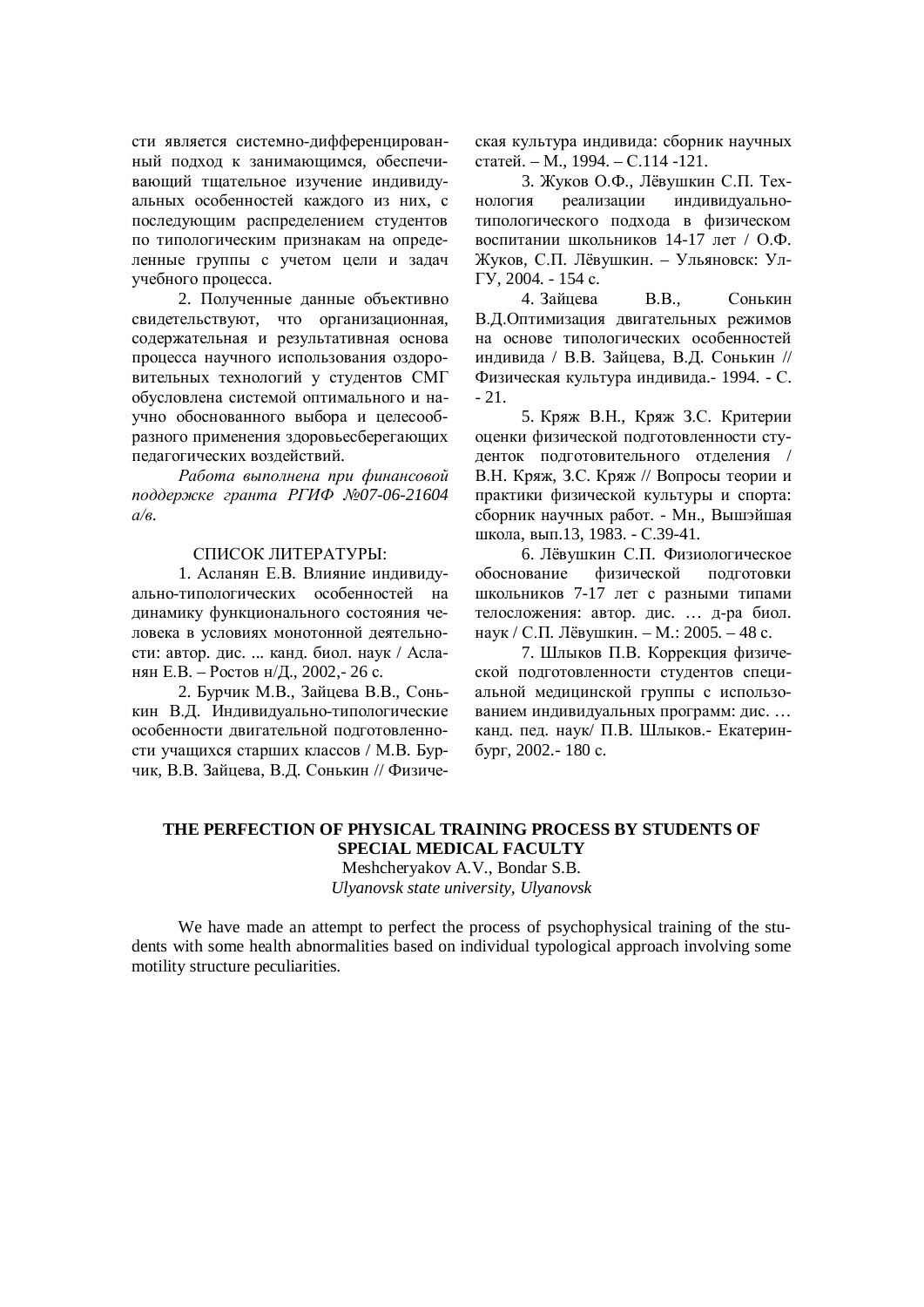сти является системно-дифференцированный подход к занимающимся, обеспечивающий тщательное изучение индивидуальных особенностей каждого из них, с последующим распределением студентов по типологическим признакам на определенные группы с учетом цели и задач учебного процесса.

2. Полученные данные объективно свидетельствуют, что организационная, содержательная и результативная основа процесса научного использования оздоровительных технологий у студентов СМГ обусловлена системой оптимального и научно обоснованного выбора и целесообразного применения здоровьесберегающих педагогических воздействий.

*Работа выполнена при финансовой поддержке гранта РГИФ №07-06-21604 а/в.*

СПИСОК ЛИТЕРАТУРЫ:

1. Асланян Е.В. Влияние индивидуально-типологических особенностей на динамику функционального состояния человека в условиях монотонной деятельности: автор. дис. ... канд. биол. наук / Асланян Е.В. – Ростов н/Д., 2002,- 26 с.
2. Бурчик М.В., Зайцева В.В., Сонькин В.Д. Индивидуально-типологические особенности двигательной подготовленности учащихся старших классов / М.В. Бурчик, В.В. Зайцева, В.Д. Сонькин // Физическая культура индивида: сборник научных статей. – М., 1994. – С.114 -121.
3. Жуков О.Ф., Лёвушкин С.П. Технология реализации индивидуально-типологического подхода в физическом воспитании школьников 14-17 лет / О.Ф. Жуков, С.П. Лёвушкин. – Ульяновск: УлГУ, 2004. - 154 с.
4. Зайцева В.В., Сонькин В.Д.Оптимизация двигательных режимов на основе типологических особенностей индивида / В.В. Зайцева, В.Д. Сонькин // Физическая культура индивида.- 1994. - С. - 21.
5. Кряж В.Н., Кряж З.С. Критерии оценки физической подготовленности студенток подготовительного отделения / В.Н. Кряж, З.С. Кряж // Вопросы теории и практики физической культуры и спорта: сборник научных работ. - Мн., Вышэйшая школа, вып.13, 1983. - С.39-41.
6. Лёвушкин С.П. Физиологическое обоснование физической подготовки школьников 7-17 лет с разными типами телосложения: автор. дис. … д-ра биол. наук / С.П. Лёвушкин. – М.: 2005. – 48 с.
7. Шлыков П.В. Коррекция физической подготовленности студентов специальной медицинской группы с использованием индивидуальных программ: дис. … канд. пед. наук/ П.В. Шлыков.- Екатеринбург, 2002.- 180 с.

## THE PERFECTION OF PHYSICAL TRAINING PROCESS BY STUDENTS OF SPECIAL MEDICAL FACULTY

Meshcheryakov A.V., Bondar S.B.

*Ulyanovsk state university, Ulyanovsk*

We have made an attempt to perfect the process of psychophysical training of the students with some health abnormalities based on individual typological approach involving some motility structure peculiarities.